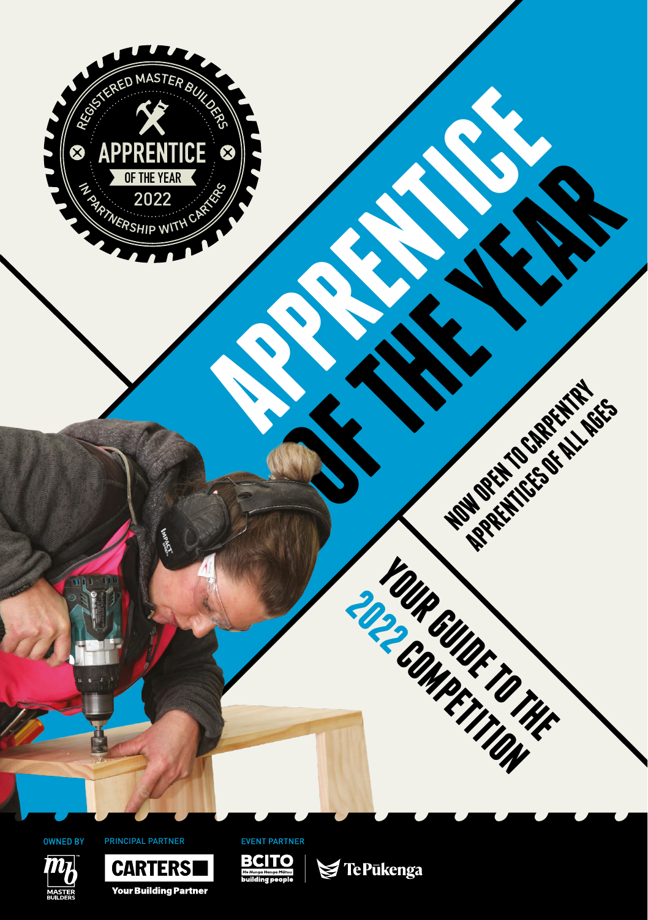REGISTERED MASTER BUILDERS

APPRENTICE OF THE YEAR 2022

IN PARTNERSHIP WITH CARTERS

# APPRENTICE OF THE YEAR

NOW OPEN TO CARPENTRY APPRENTICES OF ALL AGES

## YOUR GUIDE TO THE 2022 COMPETITION

OWNED BY

MASTER BUILDERS

PRINCIPAL PARTNER

CARTERS Your Building Partner

EVENT PARTNER

BCITO He Hunga Hanga Mātou building people

Te Pūkenga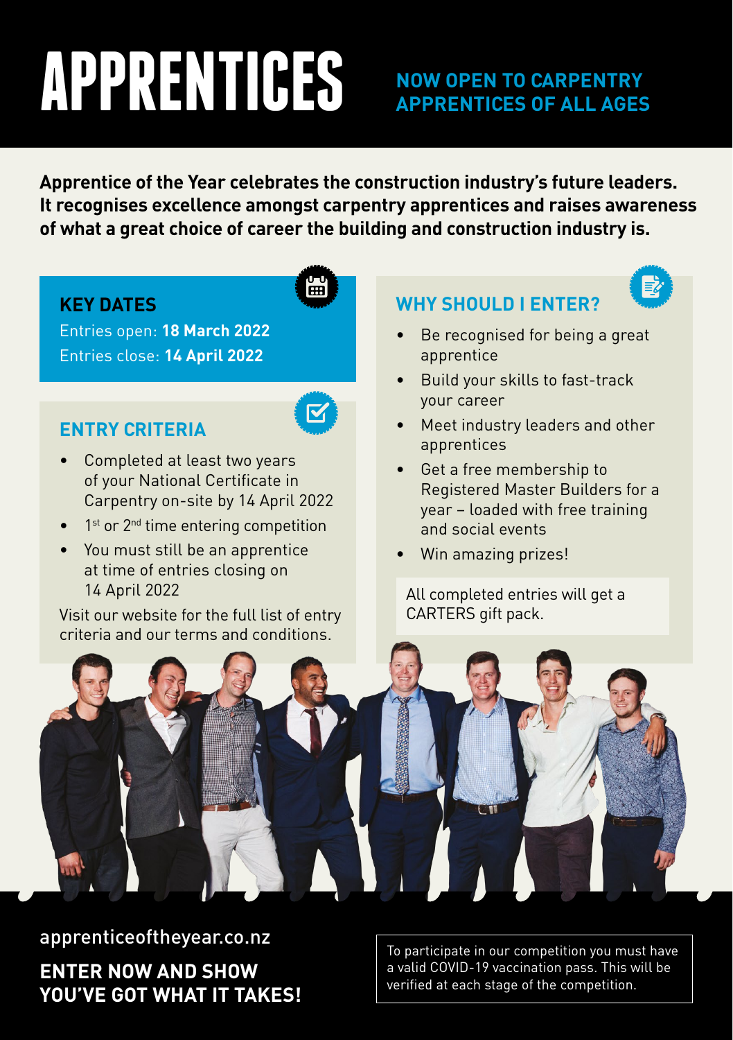# APPRENTICES

## NOW OPEN TO CARPENTRY APPRENTICES OF ALL AGES

**Apprentice of the Year celebrates the construction industry's future leaders. It recognises excellence amongst carpentry apprentices and raises awareness of what a great choice of career the building and construction industry is.**

### KEY DATES

Entries open: **18 March 2022**
Entries close: **14 April 2022**

### ENTRY CRITERIA

- Completed at least two years of your National Certificate in Carpentry on-site by 14 April 2022
- 1st or 2nd time entering competition
- You must still be an apprentice at time of entries closing on 14 April 2022

Visit our website for the full list of entry criteria and our terms and conditions.

### WHY SHOULD I ENTER?

- Be recognised for being a great apprentice
- Build your skills to fast-track your career
- Meet industry leaders and other apprentices
- Get a free membership to Registered Master Builders for a year – loaded with free training and social events
- Win amazing prizes!

All completed entries will get a CARTERS gift pack.

apprenticeoftheyear.co.nz

**ENTER NOW AND SHOW YOU'VE GOT WHAT IT TAKES!**

To participate in our competition you must have a valid COVID-19 vaccination pass. This will be verified at each stage of the competition.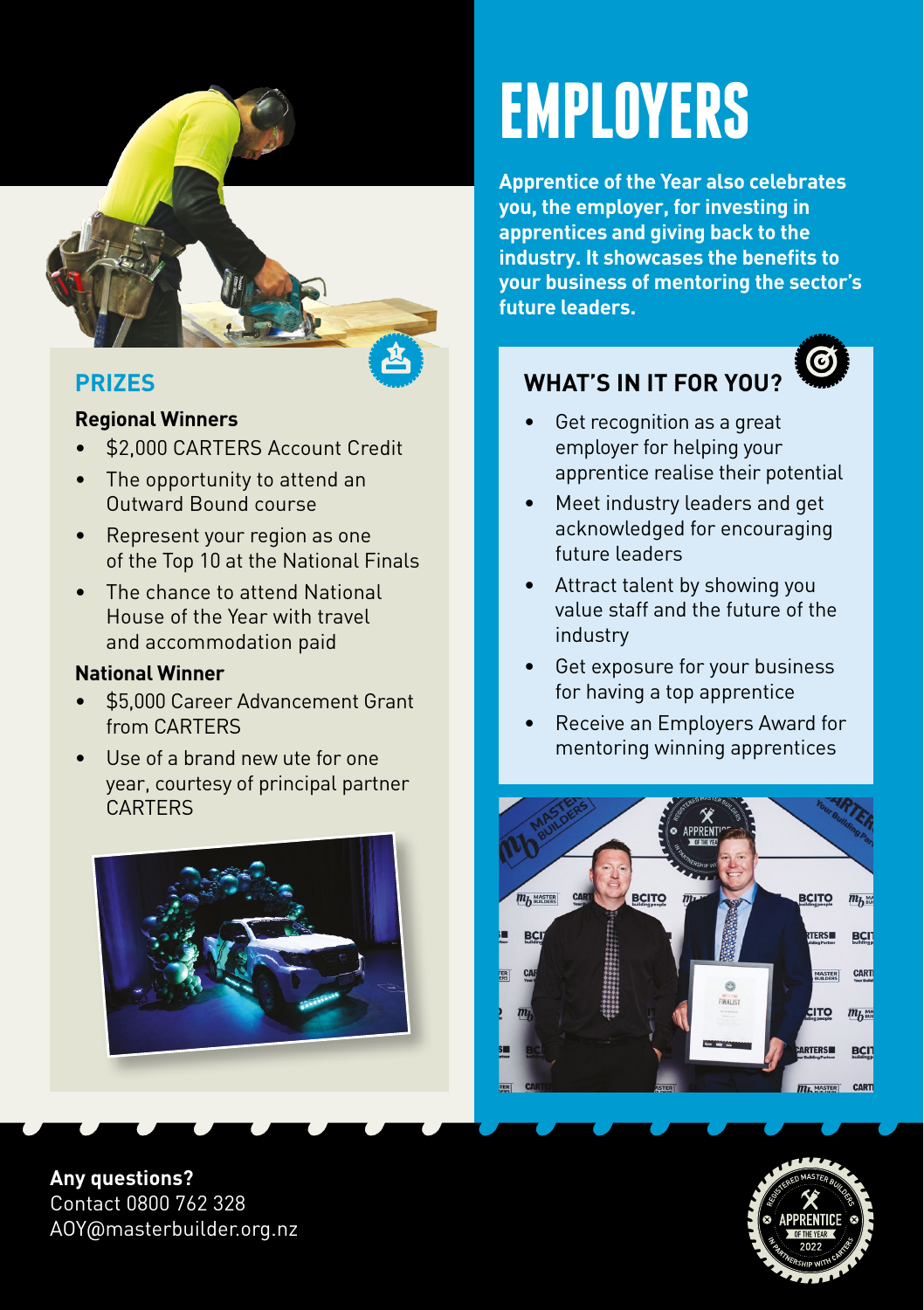# EMPLOYERS

**Apprentice of the Year also celebrates you, the employer, for investing in apprentices and giving back to the industry. It showcases the benefits to your business of mentoring the sector's future leaders.**

## PRIZES

### Regional Winners

- $2,000 CARTERS Account Credit
- The opportunity to attend an Outward Bound course
- Represent your region as one of the Top 10 at the National Finals
- The chance to attend National House of the Year with travel and accommodation paid

### National Winner

- $5,000 Career Advancement Grant from CARTERS
- Use of a brand new ute for one year, courtesy of principal partner CARTERS

## WHAT'S IN IT FOR YOU?

- Get recognition as a great employer for helping your apprentice realise their potential
- Meet industry leaders and get acknowledged for encouraging future leaders
- Attract talent by showing you value staff and the future of the industry
- Get exposure for your business for having a top apprentice
- Receive an Employers Award for mentoring winning apprentices

**Any questions?**
Contact 0800 762 328
AOY@masterbuilder.org.nz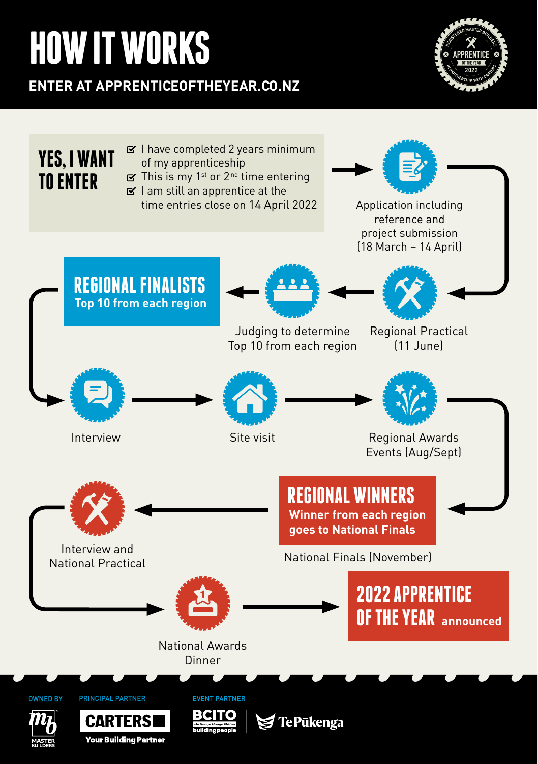# HOW IT WORKS

**ENTER AT APPRENTICEOFTHEYEAR.CO.NZ**

## YES, I WANT TO ENTER

- I have completed 2 years minimum of my apprenticeship
- This is my 1st or 2nd time entering
- I am still an apprentice at the time entries close on 14 April 2022

Application including reference and project submission (18 March – 14 April)

Regional Practical (11 June)

Judging to determine Top 10 from each region

## REGIONAL FINALISTS

**Top 10 from each region**

Interview

Site visit

Regional Awards Events (Aug/Sept)

## REGIONAL WINNERS

**Winner from each region goes to National Finals**

National Finals (November)

Interview and National Practical

National Awards Dinner

## 2022 APPRENTICE OF THE YEAR announced

OWNED BY

MASTER BUILDERS

PRINCIPAL PARTNER

CARTERS Your Building Partner

EVENT PARTNER

BCITO He Hunga Hanga Mātou building people

Te Pūkenga